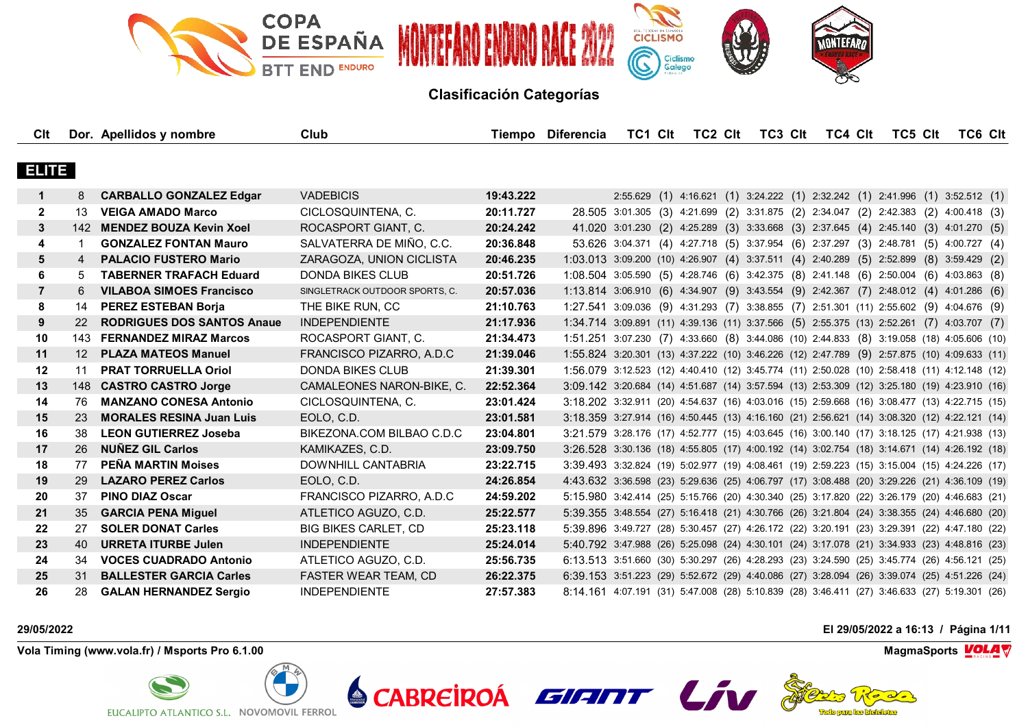# COPA DE ESPAÑA BTT ENDURO – MONTEFARO ENDURO RACE 2022

## Clasificación Categorías

### ELITE

| Clt | Dor. | Apellidos y nombre | Club | Tiempo | Diferencia | TC1 | Clt | TC2 | Clt | TC3 | Clt | TC4 | Clt | TC5 | Clt | TC6 | Clt |
|---|---|---|---|---|---|---|---|---|---|---|---|---|---|---|---|---|---|
| 1 | 8 | **CARBALLO GONZALEZ Edgar** | VADEBICIS | **19:43.222** | | 2:55.629 | (1) | 4:16.621 | (1) | 3:24.222 | (1) | 2:32.242 | (1) | 2:41.996 | (1) | 3:52.512 | (1) |
| 2 | 13 | **VEIGA AMADO Marco** | CICLOSQUINTENA, C. | **20:11.727** | 28.505 | 3:01.305 | (3) | 4:21.699 | (2) | 3:31.875 | (2) | 2:34.047 | (2) | 2:42.383 | (2) | 4:00.418 | (3) |
| 3 | 142 | **MENDEZ BOUZA Kevin Xoel** | ROCASPORT GIANT, C. | **20:24.242** | 41.020 | 3:01.230 | (2) | 4:25.289 | (3) | 3:33.668 | (3) | 2:37.645 | (4) | 2:45.140 | (3) | 4:01.270 | (5) |
| 4 | 1 | **GONZALEZ FONTAN Mauro** | SALVATERRA DE MIÑO, C.C. | **20:36.848** | 53.626 | 3:04.371 | (4) | 4:27.718 | (5) | 3:37.954 | (6) | 2:37.297 | (3) | 2:48.781 | (5) | 4:00.727 | (4) |
| 5 | 4 | **PALACIO FUSTERO Mario** | ZARAGOZA, UNION CICLISTA | **20:46.235** | 1:03.013 | 3:09.200 | (10) | 4:26.907 | (4) | 3:37.511 | (4) | 2:40.289 | (5) | 2:52.899 | (8) | 3:59.429 | (2) |
| 6 | 5 | **TABERNER TRAFACH Eduard** | DONDA BIKES CLUB | **20:51.726** | 1:08.504 | 3:05.590 | (5) | 4:28.746 | (6) | 3:42.375 | (8) | 2:41.148 | (6) | 2:50.004 | (6) | 4:03.863 | (8) |
| 7 | 6 | **VILABOA SIMOES Francisco** | SINGLETRACK OUTDOOR SPORTS, C. | **20:57.036** | 1:13.814 | 3:06.910 | (6) | 4:34.907 | (9) | 3:43.554 | (9) | 2:42.367 | (7) | 2:48.012 | (4) | 4:01.286 | (6) |
| 8 | 14 | **PEREZ ESTEBAN Borja** | THE BIKE RUN, CC | **21:10.763** | 1:27.541 | 3:09.036 | (9) | 4:31.293 | (7) | 3:38.855 | (7) | 2:51.301 | (11) | 2:55.602 | (9) | 4:04.676 | (9) |
| 9 | 22 | **RODRIGUES DOS SANTOS Anaue** | INDEPENDIENTE | **21:17.936** | 1:34.714 | 3:09.891 | (11) | 4:39.136 | (11) | 3:37.566 | (5) | 2:55.375 | (13) | 2:52.261 | (7) | 4:03.707 | (7) |
| 10 | 143 | **FERNANDEZ MIRAZ Marcos** | ROCASPORT GIANT, C. | **21:34.473** | 1:51.251 | 3:07.230 | (7) | 4:33.660 | (8) | 3:44.086 | (10) | 2:44.833 | (8) | 3:19.058 | (18) | 4:05.606 | (10) |
| 11 | 12 | **PLAZA MATEOS Manuel** | FRANCISCO PIZARRO, A.D.C | **21:39.046** | 1:55.824 | 3:20.301 | (13) | 4:37.222 | (10) | 3:46.226 | (12) | 2:47.789 | (9) | 2:57.875 | (10) | 4:09.633 | (11) |
| 12 | 11 | **PRAT TORRUELLA Oriol** | DONDA BIKES CLUB | **21:39.301** | 1:56.079 | 3:12.523 | (12) | 4:40.410 | (12) | 3:45.774 | (11) | 2:50.028 | (10) | 2:58.418 | (11) | 4:12.148 | (12) |
| 13 | 148 | **CASTRO CASTRO Jorge** | CAMALEONES NARON-BIKE, C. | **22:52.364** | 3:09.142 | 3:20.684 | (14) | 4:51.687 | (14) | 3:57.594 | (13) | 2:53.309 | (12) | 3:25.180 | (19) | 4:23.910 | (16) |
| 14 | 76 | **MANZANO CONESA Antonio** | CICLOSQUINTENA, C. | **23:01.424** | 3:18.202 | 3:32.911 | (20) | 4:54.637 | (16) | 4:03.016 | (15) | 2:59.668 | (16) | 3:08.477 | (13) | 4:22.715 | (15) |
| 15 | 23 | **MORALES RESINA Juan Luis** | EOLO, C.D. | **23:01.581** | 3:18.359 | 3:27.914 | (16) | 4:50.445 | (13) | 4:16.160 | (21) | 2:56.621 | (14) | 3:08.320 | (12) | 4:22.121 | (14) |
| 16 | 38 | **LEON GUTIERREZ Joseba** | BIKEZONA.COM BILBAO C.D.C | **23:04.801** | 3:21.579 | 3:28.176 | (17) | 4:52.777 | (15) | 4:03.645 | (16) | 3:00.140 | (17) | 3:18.125 | (17) | 4:21.938 | (13) |
| 17 | 26 | **NUÑEZ GIL Carlos** | KAMIKAZES, C.D. | **23:09.750** | 3:26.528 | 3:30.136 | (18) | 4:55.805 | (17) | 4:00.192 | (14) | 3:02.754 | (18) | 3:14.671 | (14) | 4:26.192 | (18) |
| 18 | 77 | **PEÑA MARTIN Moises** | DOWNHILL CANTABRIA | **23:22.715** | 3:39.493 | 3:32.824 | (19) | 5:02.977 | (19) | 4:08.461 | (19) | 2:59.223 | (15) | 3:15.004 | (15) | 4:24.226 | (17) |
| 19 | 29 | **LAZARO PEREZ Carlos** | EOLO, C.D. | **24:26.854** | 4:43.632 | 3:36.598 | (23) | 5:29.636 | (25) | 4:06.797 | (17) | 3:08.488 | (20) | 3:29.226 | (21) | 4:36.109 | (19) |
| 20 | 37 | **PINO DIAZ Oscar** | FRANCISCO PIZARRO, A.D.C | **24:59.202** | 5:15.980 | 3:42.414 | (25) | 5:15.766 | (20) | 4:30.340 | (25) | 3:17.820 | (22) | 3:26.179 | (20) | 4:46.683 | (21) |
| 21 | 35 | **GARCIA PENA Miguel** | ATLETICO AGUZO, C.D. | **25:22.577** | 5:39.355 | 3:48.554 | (27) | 5:16.418 | (21) | 4:30.766 | (26) | 3:21.804 | (24) | 3:38.355 | (24) | 4:46.680 | (20) |
| 22 | 27 | **SOLER DONAT Carles** | BIG BIKES CARLET, CD | **25:23.118** | 5:39.896 | 3:49.727 | (28) | 5:30.457 | (27) | 4:26.172 | (22) | 3:20.191 | (23) | 3:29.391 | (22) | 4:47.180 | (22) |
| 23 | 40 | **URRETA ITURBE Julen** | INDEPENDIENTE | **25:24.014** | 5:40.792 | 3:47.988 | (26) | 5:25.098 | (24) | 4:30.101 | (24) | 3:17.078 | (21) | 3:34.933 | (23) | 4:48.816 | (23) |
| 24 | 34 | **VOCES CUADRADO Antonio** | ATLETICO AGUZO, C.D. | **25:56.735** | 6:13.513 | 3:51.660 | (30) | 5:30.297 | (26) | 4:28.293 | (23) | 3:24.590 | (25) | 3:45.774 | (26) | 4:56.121 | (25) |
| 25 | 31 | **BALLESTER GARCIA Carles** | FASTER WEAR TEAM, CD | **26:22.375** | 6:39.153 | 3:51.223 | (29) | 5:52.672 | (29) | 4:40.086 | (27) | 3:28.094 | (26) | 3:39.074 | (25) | 4:51.226 | (24) |
| 26 | 28 | **GALAN HERNANDEZ Sergio** | INDEPENDIENTE | **27:57.383** | 8:14.161 | 4:07.191 | (31) | 5:47.008 | (28) | 5:10.839 | (28) | 3:46.411 | (27) | 3:46.633 | (27) | 5:19.301 | (26) |

29/05/2022 — El 29/05/2022 a 16:13

Vola Timing (www.vola.fr) / Msports Pro 6.1.00 — MagmaSports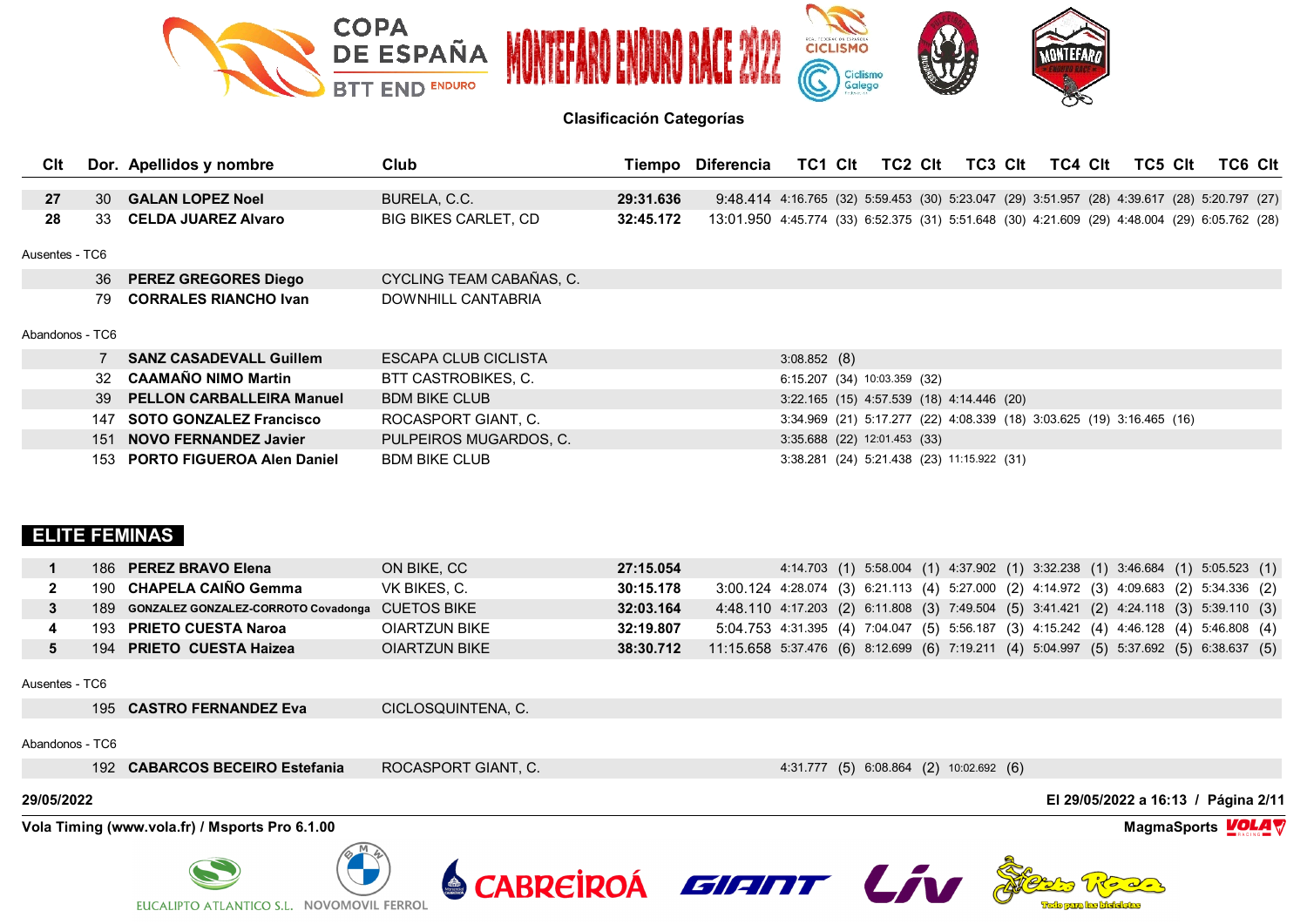## Clasificación Categorías

| Clt | Dor. | Apellidos y nombre | Club | Tiempo | Diferencia | TC1 | Clt | TC2 | Clt | TC3 | Clt | TC4 | Clt | TC5 | Clt | TC6 | Clt |
|---|---|---|---|---|---|---|---|---|---|---|---|---|---|---|---|---|---|
| **27** | 30 | **GALAN LOPEZ Noel** | BURELA, C.C. | **29:31.636** | 9:48.414 | 4:16.765 | (32) | 5:59.453 | (30) | 5:23.047 | (29) | 3:51.957 | (28) | 4:39.617 | (28) | 5:20.797 | (27) |
| **28** | 33 | **CELDA JUAREZ Alvaro** | BIG BIKES CARLET, CD | **32:45.172** | 13:01.950 | 4:45.774 | (33) | 6:52.375 | (31) | 5:51.648 | (30) | 4:21.609 | (29) | 4:48.004 | (29) | 6:05.762 | (28) |

Ausentes - TC6

| Dor. | Apellidos y nombre | Club |
|---|---|---|
| 36 | **PEREZ GREGORES Diego** | CYCLING TEAM CABAÑAS, C. |
| 79 | **CORRALES RIANCHO Ivan** | DOWNHILL CANTABRIA |

Abandonos - TC6

| Dor. | Apellidos y nombre | Club | TC1 | Clt | TC2 | Clt | TC3 | Clt | TC4 | Clt | TC5 | Clt |
|---|---|---|---|---|---|---|---|---|---|---|---|---|
| 7 | **SANZ CASADEVALL Guillem** | ESCAPA CLUB CICLISTA | 3:08.852 | (8) | | | | | | | | |
| 32 | **CAAMAÑO NIMO Martin** | BTT CASTROBIKES, C. | 6:15.207 | (34) | 10:03.359 | (32) | | | | | | |
| 39 | **PELLON CARBALLEIRA Manuel** | BDM BIKE CLUB | 3:22.165 | (15) | 4:57.539 | (18) | 4:14.446 | (20) | | | | |
| 147 | **SOTO GONZALEZ Francisco** | ROCASPORT GIANT, C. | 3:34.969 | (21) | 5:17.277 | (22) | 4:08.339 | (18) | 3:03.625 | (19) | 3:16.465 | (16) |
| 151 | **NOVO FERNANDEZ Javier** | PULPEIROS MUGARDOS, C. | 3:35.688 | (22) | 12:01.453 | (33) | | | | | | |
| 153 | **PORTO FIGUEROA Alen Daniel** | BDM BIKE CLUB | 3:38.281 | (24) | 5:21.438 | (23) | 11:15.922 | (31) | | | | |

## ELITE FEMINAS

| Clt | Dor. | Apellidos y nombre | Club | Tiempo | Diferencia | TC1 | Clt | TC2 | Clt | TC3 | Clt | TC4 | Clt | TC5 | Clt | TC6 | Clt |
|---|---|---|---|---|---|---|---|---|---|---|---|---|---|---|---|---|---|
| **1** | 186 | **PEREZ BRAVO Elena** | ON BIKE, CC | **27:15.054** | | 4:14.703 | (1) | 5:58.004 | (1) | 4:37.902 | (1) | 3:32.238 | (1) | 3:46.684 | (1) | 5:05.523 | (1) |
| **2** | 190 | **CHAPELA CAIÑO Gemma** | VK BIKES, C. | **30:15.178** | 3:00.124 | 4:28.074 | (3) | 6:21.113 | (4) | 5:27.000 | (2) | 4:14.972 | (3) | 4:09.683 | (2) | 5:34.336 | (2) |
| **3** | 189 | **GONZALEZ GONZALEZ-CORROTO Covadonga** | CUETOS BIKE | **32:03.164** | 4:48.110 | 4:17.203 | (2) | 6:11.808 | (3) | 7:49.504 | (5) | 3:41.421 | (2) | 4:24.118 | (3) | 5:39.110 | (3) |
| **4** | 193 | **PRIETO CUESTA Naroa** | OIARTZUN BIKE | **32:19.807** | 5:04.753 | 4:31.395 | (4) | 7:04.047 | (5) | 5:56.187 | (3) | 4:15.242 | (4) | 4:46.128 | (4) | 5:46.808 | (4) |
| **5** | 194 | **PRIETO CUESTA Haizea** | OIARTZUN BIKE | **38:30.712** | 11:15.658 | 5:37.476 | (6) | 8:12.699 | (6) | 7:19.211 | (4) | 5:04.997 | (5) | 5:37.692 | (5) | 6:38.637 | (5) |

Ausentes - TC6

| Dor. | Apellidos y nombre | Club |
|---|---|---|
| 195 | **CASTRO FERNANDEZ Eva** | CICLOSQUINTENA, C. |

Abandonos - TC6

| Dor. | Apellidos y nombre | Club | TC1 | Clt | TC2 | Clt | TC3 | Clt |
|---|---|---|---|---|---|---|---|---|
| 192 | **CABARCOS BECEIRO Estefania** | ROCASPORT GIANT, C. | 4:31.777 | (5) | 6:08.864 | (2) | 10:02.692 | (6) |

29/05/2022

El 29/05/2022 a 16:13

Vola Timing (www.vola.fr) / Msports Pro 6.1.00

MagmaSports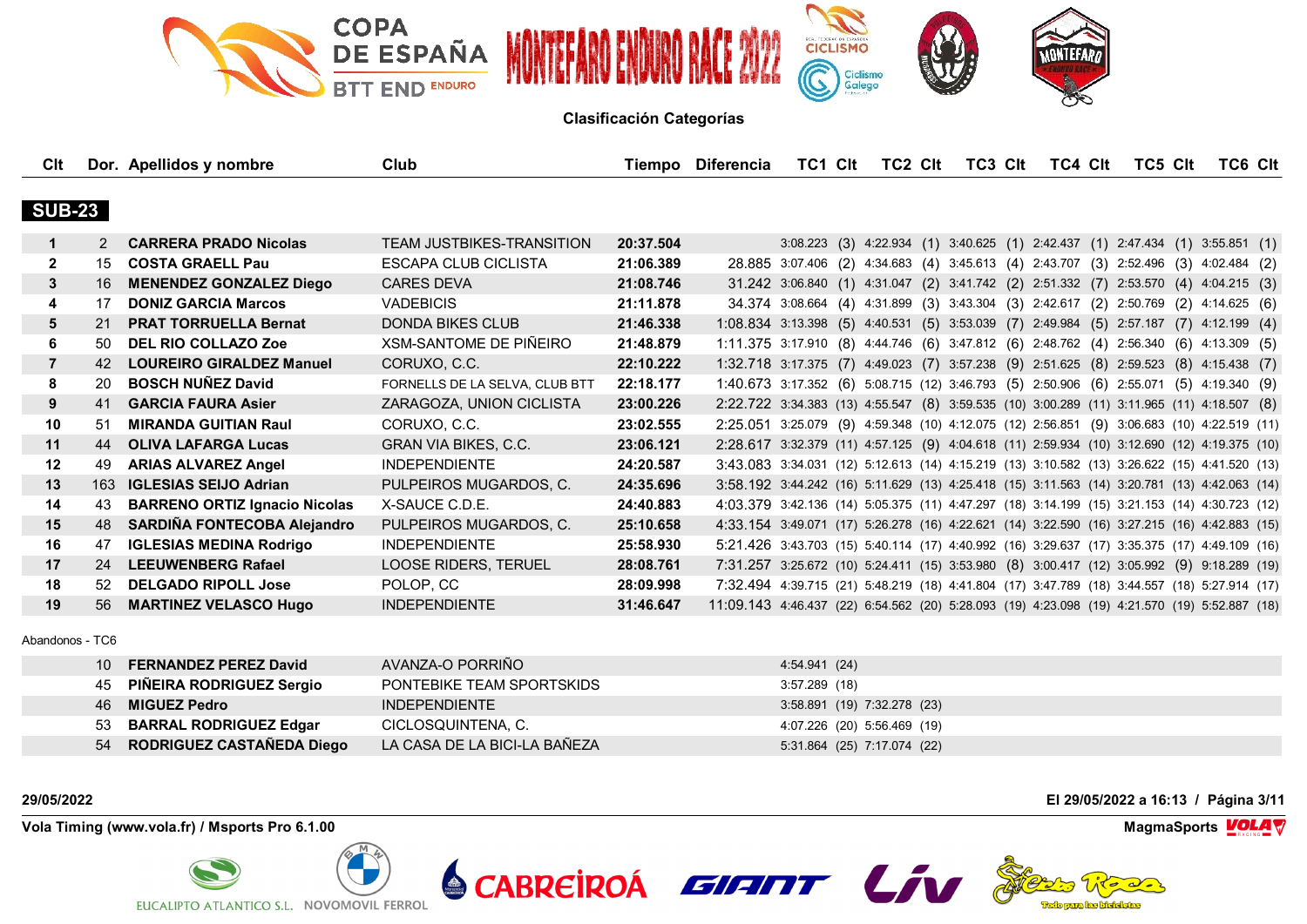COPA DE ESPAÑA BTT END ENDURO

MONTEFARO ENDURO RACE 2022

**Clasificación Categorías**

## SUB-23

| Clt | Dor. | Apellidos y nombre | Club | Tiempo | Diferencia | TC1 | Clt | TC2 | Clt | TC3 | Clt | TC4 | Clt | TC5 | Clt | TC6 | Clt |
|---|---|---|---|---|---|---|---|---|---|---|---|---|---|---|---|---|---|
| 1 | 2 | **CARRERA PRADO Nicolas** | TEAM JUSTBIKES-TRANSITION | **20:37.504** | | 3:08.223 | (3) | 4:22.934 | (1) | 3:40.625 | (1) | 2:42.437 | (1) | 2:47.434 | (1) | 3:55.851 | (1) |
| 2 | 15 | **COSTA GRAELL Pau** | ESCAPA CLUB CICLISTA | **21:06.389** | 28.885 | 3:07.406 | (2) | 4:34.683 | (4) | 3:45.613 | (4) | 2:43.707 | (3) | 2:52.496 | (3) | 4:02.484 | (2) |
| 3 | 16 | **MENENDEZ GONZALEZ Diego** | CARES DEVA | **21:08.746** | 31.242 | 3:06.840 | (1) | 4:31.047 | (2) | 3:41.742 | (2) | 2:51.332 | (7) | 2:53.570 | (4) | 4:04.215 | (3) |
| 4 | 17 | **DONIZ GARCIA Marcos** | VADEBICIS | **21:11.878** | 34.374 | 3:08.664 | (4) | 4:31.899 | (3) | 3:43.304 | (3) | 2:42.617 | (2) | 2:50.769 | (2) | 4:14.625 | (6) |
| 5 | 21 | **PRAT TORRUELLA Bernat** | DONDA BIKES CLUB | **21:46.338** | 1:08.834 | 3:13.398 | (5) | 4:40.531 | (5) | 3:53.039 | (7) | 2:49.984 | (5) | 2:57.187 | (7) | 4:12.199 | (4) |
| 6 | 50 | **DEL RIO COLLAZO Zoe** | XSM-SANTOME DE PIÑEIRO | **21:48.879** | 1:11.375 | 3:17.910 | (8) | 4:44.746 | (6) | 3:47.812 | (6) | 2:48.762 | (4) | 2:56.340 | (6) | 4:13.309 | (5) |
| 7 | 42 | **LOUREIRO GIRALDEZ Manuel** | CORUXO, C.C. | **22:10.222** | 1:32.718 | 3:17.375 | (7) | 4:49.023 | (7) | 3:57.238 | (9) | 2:51.625 | (8) | 2:59.523 | (8) | 4:15.438 | (7) |
| 8 | 20 | **BOSCH NUÑEZ David** | FORNELLS DE LA SELVA, CLUB BTT | **22:18.177** | 1:40.673 | 3:17.352 | (6) | 5:08.715 | (12) | 3:46.793 | (5) | 2:50.906 | (6) | 2:55.071 | (5) | 4:19.340 | (9) |
| 9 | 41 | **GARCIA FAURA Asier** | ZARAGOZA, UNION CICLISTA | **23:00.226** | 2:22.722 | 3:34.383 | (13) | 4:55.547 | (8) | 3:59.535 | (10) | 3:00.289 | (11) | 3:11.965 | (11) | 4:18.507 | (8) |
| 10 | 51 | **MIRANDA GUITIAN Raul** | CORUXO, C.C. | **23:02.555** | 2:25.051 | 3:25.079 | (9) | 4:59.348 | (10) | 4:12.075 | (12) | 2:56.851 | (9) | 3:06.683 | (10) | 4:22.519 | (11) |
| 11 | 44 | **OLIVA LAFARGA Lucas** | GRAN VIA BIKES, C.C. | **23:06.121** | 2:28.617 | 3:32.379 | (11) | 4:57.125 | (9) | 4:04.618 | (11) | 2:59.934 | (10) | 3:12.690 | (12) | 4:19.375 | (10) |
| 12 | 49 | **ARIAS ALVAREZ Angel** | INDEPENDIENTE | **24:20.587** | 3:43.083 | 3:34.031 | (12) | 5:12.613 | (14) | 4:15.219 | (13) | 3:10.582 | (13) | 3:26.622 | (15) | 4:41.520 | (13) |
| 13 | 163 | **IGLESIAS SEIJO Adrian** | PULPEIROS MUGARDOS, C. | **24:35.696** | 3:58.192 | 3:44.242 | (16) | 5:11.629 | (13) | 4:25.418 | (15) | 3:11.563 | (14) | 3:20.781 | (13) | 4:42.063 | (14) |
| 14 | 43 | **BARRENO ORTIZ Ignacio Nicolas** | X-SAUCE C.D.E. | **24:40.883** | 4:03.379 | 3:42.136 | (14) | 5:05.375 | (11) | 4:47.297 | (18) | 3:14.199 | (15) | 3:21.153 | (14) | 4:30.723 | (12) |
| 15 | 48 | **SARDIÑA FONTECOBA Alejandro** | PULPEIROS MUGARDOS, C. | **25:10.658** | 4:33.154 | 3:49.071 | (17) | 5:26.278 | (16) | 4:22.621 | (14) | 3:22.590 | (16) | 3:27.215 | (16) | 4:42.883 | (15) |
| 16 | 47 | **IGLESIAS MEDINA Rodrigo** | INDEPENDIENTE | **25:58.930** | 5:21.426 | 3:43.703 | (15) | 5:40.114 | (17) | 4:40.992 | (16) | 3:29.637 | (17) | 3:35.375 | (17) | 4:49.109 | (16) |
| 17 | 24 | **LEEUWENBERG Rafael** | LOOSE RIDERS, TERUEL | **28:08.761** | 7:31.257 | 3:25.672 | (10) | 5:24.411 | (15) | 3:53.980 | (8) | 3:00.417 | (12) | 3:05.992 | (9) | 9:18.289 | (19) |
| 18 | 52 | **DELGADO RIPOLL Jose** | POLOP, CC | **28:09.998** | 7:32.494 | 4:39.715 | (21) | 5:48.219 | (18) | 4:41.804 | (17) | 3:47.789 | (18) | 3:44.557 | (18) | 5:27.914 | (17) |
| 19 | 56 | **MARTINEZ VELASCO Hugo** | INDEPENDIENTE | **31:46.647** | 11:09.143 | 4:46.437 | (22) | 6:54.562 | (20) | 5:28.093 | (19) | 4:23.098 | (19) | 4:21.570 | (19) | 5:52.887 | (18) |

Abandonos - TC6

| Clt | Dor. | Apellidos y nombre | Club | Tiempo | Diferencia | TC1 | Clt | TC2 | Clt | TC3 | Clt | TC4 | Clt | TC5 | Clt | TC6 | Clt |
|---|---|---|---|---|---|---|---|---|---|---|---|---|---|---|---|---|---|
| | 10 | **FERNANDEZ PEREZ David** | AVANZA-O PORRIÑO | | | 4:54.941 | (24) | | | | | | | | | | |
| | 45 | **PIÑEIRA RODRIGUEZ Sergio** | PONTEBIKE TEAM SPORTSKIDS | | | 3:57.289 | (18) | | | | | | | | | | |
| | 46 | **MIGUEZ Pedro** | INDEPENDIENTE | | | 3:58.891 | (19) | 7:32.278 | (23) | | | | | | | | |
| | 53 | **BARRAL RODRIGUEZ Edgar** | CICLOSQUINTENA, C. | | | 4:07.226 | (20) | 5:56.469 | (19) | | | | | | | | |
| | 54 | **RODRIGUEZ CASTAÑEDA Diego** | LA CASA DE LA BICI-LA BAÑEZA | | | 5:31.864 | (25) | 7:17.074 | (22) | | | | | | | | |

**29/05/2022** — **El 29/05/2022 a 16:13 / Página 3/11**

**Vola Timing (www.vola.fr) / Msports Pro 6.1.00** — **MagmaSports**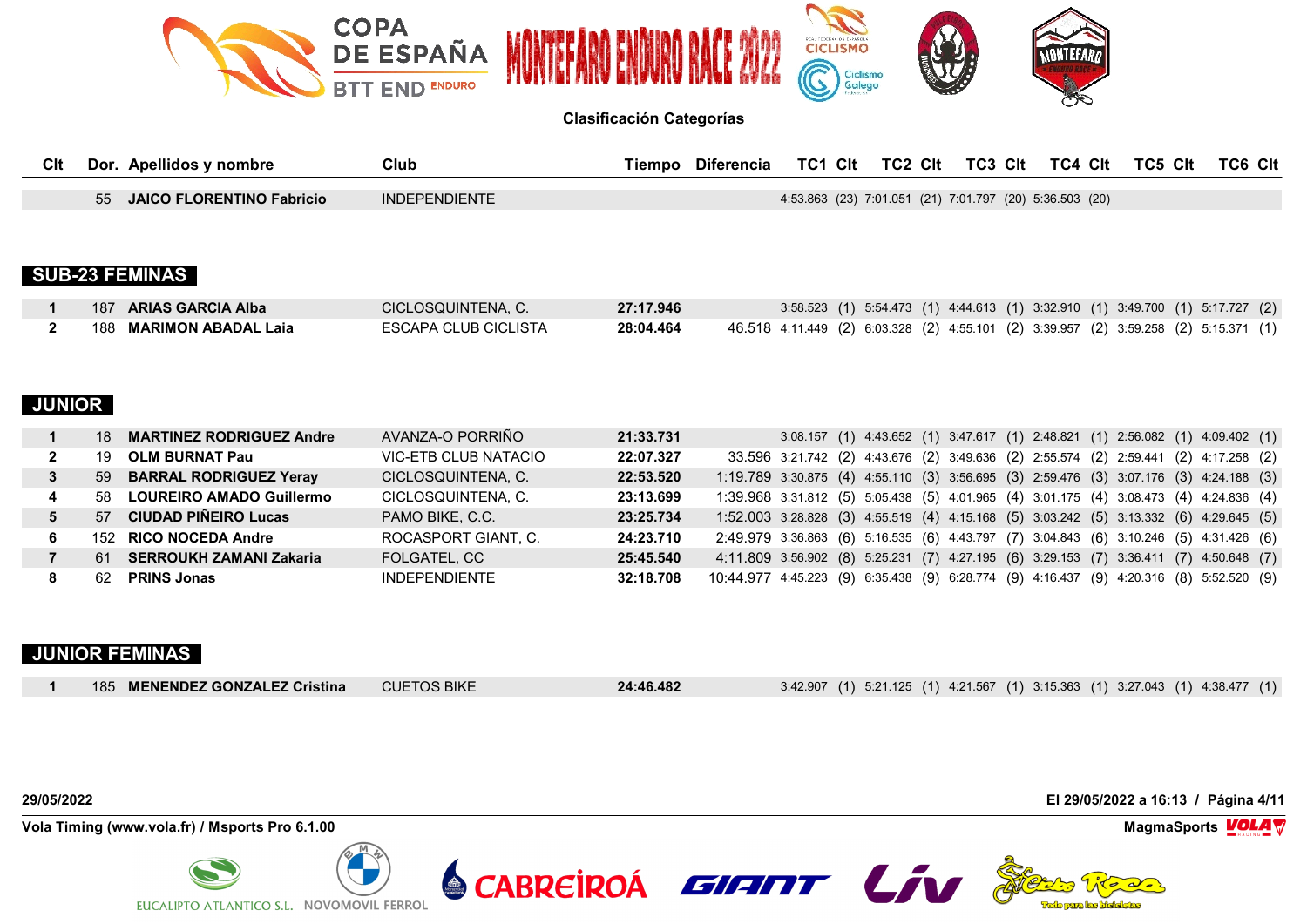Clasificación Categorías

| Clt | Dor. | Apellidos y nombre | Club | Tiempo | Diferencia | TC1 | Clt | TC2 | Clt | TC3 | Clt | TC4 | Clt | TC5 | Clt | TC6 | Clt |
|---|---|---|---|---|---|---|---|---|---|---|---|---|---|---|---|---|---|
| | 55 | **JAICO FLORENTINO Fabricio** | INDEPENDIENTE | | | 4:53.863 | (23) | 7:01.051 | (21) | 7:01.797 | (20) | 5:36.503 | (20) | | | | |

## SUB-23 FEMINAS

| Clt | Dor. | Apellidos y nombre | Club | Tiempo | Diferencia | TC1 | Clt | TC2 | Clt | TC3 | Clt | TC4 | Clt | TC5 | Clt | TC6 | Clt |
|---|---|---|---|---|---|---|---|---|---|---|---|---|---|---|---|---|---|
| 1 | 187 | **ARIAS GARCIA Alba** | CICLOSQUINTENA, C. | **27:17.946** | | 3:58.523 | (1) | 5:54.473 | (1) | 4:44.613 | (1) | 3:32.910 | (1) | 3:49.700 | (1) | 5:17.727 | (2) |
| 2 | 188 | **MARIMON ABADAL Laia** | ESCAPA CLUB CICLISTA | **28:04.464** | 46.518 | 4:11.449 | (2) | 6:03.328 | (2) | 4:55.101 | (2) | 3:39.957 | (2) | 3:59.258 | (2) | 5:15.371 | (1) |

## JUNIOR

| Clt | Dor. | Apellidos y nombre | Club | Tiempo | Diferencia | TC1 | Clt | TC2 | Clt | TC3 | Clt | TC4 | Clt | TC5 | Clt | TC6 | Clt |
|---|---|---|---|---|---|---|---|---|---|---|---|---|---|---|---|---|---|
| 1 | 18 | **MARTINEZ RODRIGUEZ Andre** | AVANZA-O PORRIÑO | **21:33.731** | | 3:08.157 | (1) | 4:43.652 | (1) | 3:47.617 | (1) | 2:48.821 | (1) | 2:56.082 | (1) | 4:09.402 | (1) |
| 2 | 19 | **OLM BURNAT Pau** | VIC-ETB CLUB NATACIO | **22:07.327** | 33.596 | 3:21.742 | (2) | 4:43.676 | (2) | 3:49.636 | (2) | 2:55.574 | (2) | 2:59.441 | (2) | 4:17.258 | (2) |
| 3 | 59 | **BARRAL RODRIGUEZ Yeray** | CICLOSQUINTENA, C. | **22:53.520** | 1:19.789 | 3:30.875 | (4) | 4:55.110 | (3) | 3:56.695 | (3) | 2:59.476 | (3) | 3:07.176 | (3) | 4:24.188 | (3) |
| 4 | 58 | **LOUREIRO AMADO Guillermo** | CICLOSQUINTENA, C. | **23:13.699** | 1:39.968 | 3:31.812 | (5) | 5:05.438 | (5) | 4:01.965 | (4) | 3:01.175 | (4) | 3:08.473 | (4) | 4:24.836 | (4) |
| 5 | 57 | **CIUDAD PIÑEIRO Lucas** | PAMO BIKE, C.C. | **23:25.734** | 1:52.003 | 3:28.828 | (3) | 4:55.519 | (4) | 4:15.168 | (5) | 3:03.242 | (5) | 3:13.332 | (6) | 4:29.645 | (5) |
| 6 | 152 | **RICO NOCEDA Andre** | ROCASPORT GIANT, C. | **24:23.710** | 2:49.979 | 3:36.863 | (6) | 5:16.535 | (6) | 4:43.797 | (7) | 3:04.843 | (6) | 3:10.246 | (5) | 4:31.426 | (6) |
| 7 | 61 | **SERROUKH ZAMANI Zakaria** | FOLGATEL, CC | **25:45.540** | 4:11.809 | 3:56.902 | (8) | 5:25.231 | (7) | 4:27.195 | (6) | 3:29.153 | (7) | 3:36.411 | (7) | 4:50.648 | (7) |
| 8 | 62 | **PRINS Jonas** | INDEPENDIENTE | **32:18.708** | 10:44.977 | 4:45.223 | (9) | 6:35.438 | (9) | 6:28.774 | (9) | 4:16.437 | (9) | 4:20.316 | (8) | 5:52.520 | (9) |

## JUNIOR FEMINAS

| Clt | Dor. | Apellidos y nombre | Club | Tiempo | Diferencia | TC1 | Clt | TC2 | Clt | TC3 | Clt | TC4 | Clt | TC5 | Clt | TC6 | Clt |
|---|---|---|---|---|---|---|---|---|---|---|---|---|---|---|---|---|---|
| 1 | 185 | **MENENDEZ GONZALEZ Cristina** | CUETOS BIKE | **24:46.482** | | 3:42.907 | (1) | 5:21.125 | (1) | 4:21.567 | (1) | 3:15.363 | (1) | 3:27.043 | (1) | 4:38.477 | (1) |

29/05/2022 — El 29/05/2022 a 16:13

Vola Timing (www.vola.fr) / Msports Pro 6.1.00 — MagmaSports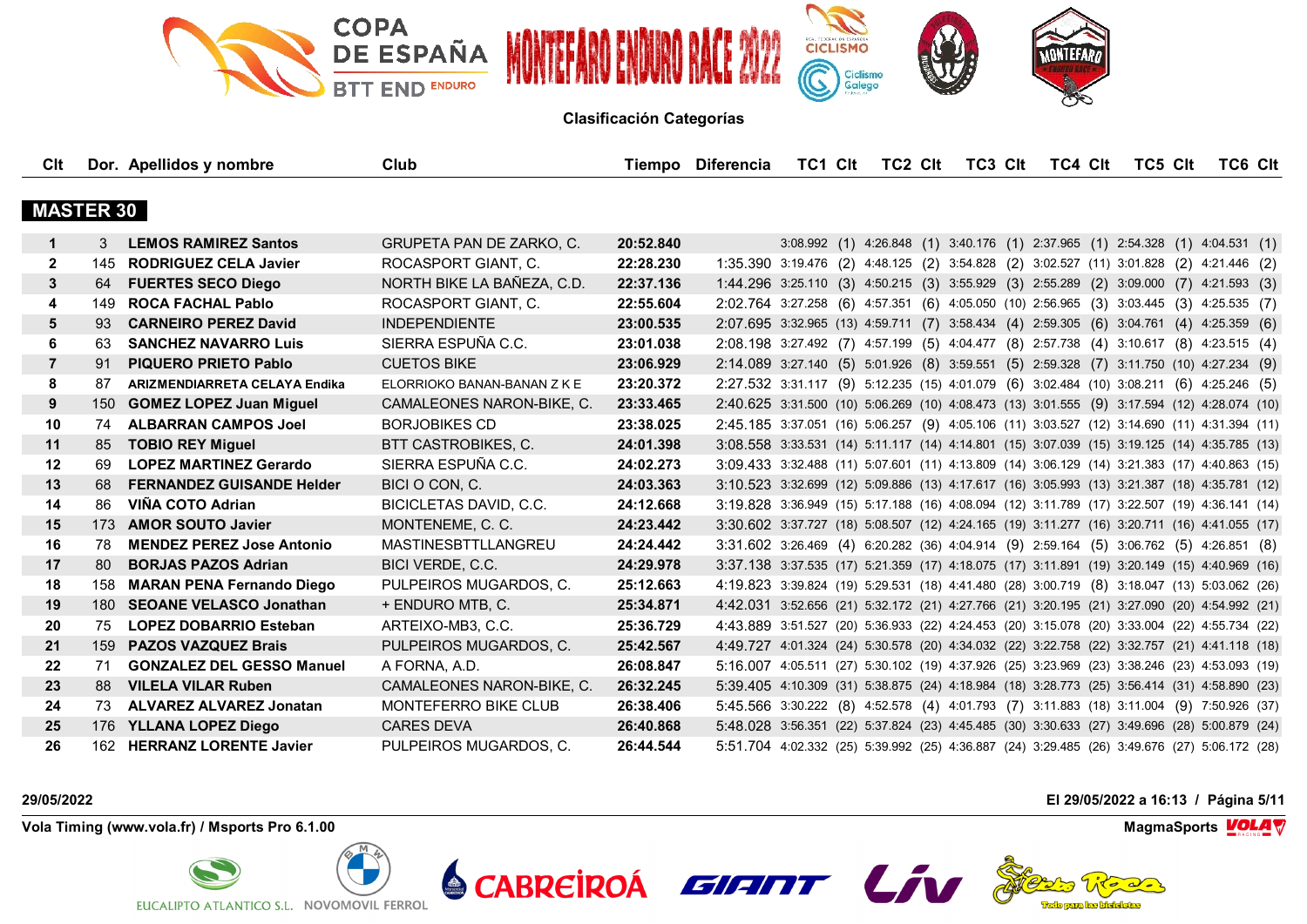COPA DE ESPAÑA BTT END ENDURO — MONTEFARO ENDURO RACE 2022

**Clasificación Categorías**

## MASTER 30

| Clt | Dor. | Apellidos y nombre | Club | Tiempo | Diferencia | TC1 | Clt | TC2 | Clt | TC3 | Clt | TC4 | Clt | TC5 | Clt | TC6 | Clt |
|---|---|---|---|---|---|---|---|---|---|---|---|---|---|---|---|---|---|
| 1 | 3 | **LEMOS RAMIREZ Santos** | GRUPETA PAN DE ZARKO, C. | **20:52.840** | | 3:08.992 | (1) | 4:26.848 | (1) | 3:40.176 | (1) | 2:37.965 | (1) | 2:54.328 | (1) | 4:04.531 | (1) |
| 2 | 145 | **RODRIGUEZ CELA Javier** | ROCASPORT GIANT, C. | **22:28.230** | 1:35.390 | 3:19.476 | (2) | 4:48.125 | (2) | 3:54.828 | (2) | 3:02.527 | (11) | 3:01.828 | (2) | 4:21.446 | (2) |
| 3 | 64 | **FUERTES SECO Diego** | NORTH BIKE LA BAÑEZA, C.D. | **22:37.136** | 1:44.296 | 3:25.110 | (3) | 4:50.215 | (3) | 3:55.929 | (3) | 2:55.289 | (2) | 3:09.000 | (7) | 4:21.593 | (3) |
| 4 | 149 | **ROCA FACHAL Pablo** | ROCASPORT GIANT, C. | **22:55.604** | 2:02.764 | 3:27.258 | (6) | 4:57.351 | (6) | 4:05.050 | (10) | 2:56.965 | (3) | 3:03.445 | (3) | 4:25.535 | (7) |
| 5 | 93 | **CARNEIRO PEREZ David** | INDEPENDIENTE | **23:00.535** | 2:07.695 | 3:32.965 | (13) | 4:59.711 | (7) | 3:58.434 | (4) | 2:59.305 | (6) | 3:04.761 | (4) | 4:25.359 | (6) |
| 6 | 63 | **SANCHEZ NAVARRO Luis** | SIERRA ESPUÑA C.C. | **23:01.038** | 2:08.198 | 3:27.492 | (7) | 4:57.199 | (5) | 4:04.477 | (8) | 2:57.738 | (4) | 3:10.617 | (8) | 4:23.515 | (4) |
| 7 | 91 | **PIQUERO PRIETO Pablo** | CUETOS BIKE | **23:06.929** | 2:14.089 | 3:27.140 | (5) | 5:01.926 | (8) | 3:59.551 | (5) | 2:59.328 | (7) | 3:11.750 | (10) | 4:27.234 | (9) |
| 8 | 87 | **ARIZMENDIARRETA CELAYA Endika** | ELORRIOKO BANAN-BANAN Z K E | **23:20.372** | 2:27.532 | 3:31.117 | (9) | 5:12.235 | (15) | 4:01.079 | (6) | 3:02.484 | (10) | 3:08.211 | (6) | 4:25.246 | (5) |
| 9 | 150 | **GOMEZ LOPEZ Juan Miguel** | CAMALEONES NARON-BIKE, C. | **23:33.465** | 2:40.625 | 3:31.500 | (10) | 5:06.269 | (10) | 4:08.473 | (13) | 3:01.555 | (9) | 3:17.594 | (12) | 4:28.074 | (10) |
| 10 | 74 | **ALBARRAN CAMPOS Joel** | BORJOBIKES CD | **23:38.025** | 2:45.185 | 3:37.051 | (16) | 5:06.257 | (9) | 4:05.106 | (11) | 3:03.527 | (12) | 3:14.690 | (11) | 4:31.394 | (11) |
| 11 | 85 | **TOBIO REY Miguel** | BTT CASTROBIKES, C. | **24:01.398** | 3:08.558 | 3:33.531 | (14) | 5:11.117 | (14) | 4:14.801 | (15) | 3:07.039 | (15) | 3:19.125 | (14) | 4:35.785 | (13) |
| 12 | 69 | **LOPEZ MARTINEZ Gerardo** | SIERRA ESPUÑA C.C. | **24:02.273** | 3:09.433 | 3:32.488 | (11) | 5:07.601 | (11) | 4:13.809 | (14) | 3:06.129 | (14) | 3:21.383 | (17) | 4:40.863 | (15) |
| 13 | 68 | **FERNANDEZ GUISANDE Helder** | BICI O CON, C. | **24:03.363** | 3:10.523 | 3:32.699 | (12) | 5:09.886 | (13) | 4:17.617 | (16) | 3:05.993 | (13) | 3:21.387 | (18) | 4:35.781 | (12) |
| 14 | 86 | **VIÑA COTO Adrian** | BICICLETAS DAVID, C.C. | **24:12.668** | 3:19.828 | 3:36.949 | (15) | 5:17.188 | (16) | 4:08.094 | (12) | 3:11.789 | (17) | 3:22.507 | (19) | 4:36.141 | (14) |
| 15 | 173 | **AMOR SOUTO Javier** | MONTENEME, C. C. | **24:23.442** | 3:30.602 | 3:37.727 | (18) | 5:08.507 | (12) | 4:24.165 | (19) | 3:11.277 | (16) | 3:20.711 | (16) | 4:41.055 | (17) |
| 16 | 78 | **MENDEZ PEREZ Jose Antonio** | MASTINESBTTLLANGREU | **24:24.442** | 3:31.602 | 3:26.469 | (4) | 6:20.282 | (36) | 4:04.914 | (9) | 2:59.164 | (5) | 3:06.762 | (5) | 4:26.851 | (8) |
| 17 | 80 | **BORJAS PAZOS Adrian** | BICI VERDE, C.C. | **24:29.978** | 3:37.138 | 3:37.535 | (17) | 5:21.359 | (17) | 4:18.075 | (17) | 3:11.891 | (19) | 3:20.149 | (15) | 4:40.969 | (16) |
| 18 | 158 | **MARAN PENA Fernando Diego** | PULPEIROS MUGARDOS, C. | **25:12.663** | 4:19.823 | 3:39.824 | (19) | 5:29.531 | (18) | 4:41.480 | (28) | 3:00.719 | (8) | 3:18.047 | (13) | 5:03.062 | (26) |
| 19 | 180 | **SEOANE VELASCO Jonathan** | + ENDURO MTB, C. | **25:34.871** | 4:42.031 | 3:52.656 | (21) | 5:32.172 | (21) | 4:27.766 | (21) | 3:20.195 | (21) | 3:27.090 | (20) | 4:54.992 | (21) |
| 20 | 75 | **LOPEZ DOBARRIO Esteban** | ARTEIXO-MB3, C.C. | **25:36.729** | 4:43.889 | 3:51.527 | (20) | 5:36.933 | (22) | 4:24.453 | (20) | 3:15.078 | (20) | 3:33.004 | (22) | 4:55.734 | (22) |
| 21 | 159 | **PAZOS VAZQUEZ Brais** | PULPEIROS MUGARDOS, C. | **25:42.567** | 4:49.727 | 4:01.324 | (24) | 5:30.578 | (20) | 4:34.032 | (22) | 3:22.758 | (22) | 3:32.757 | (21) | 4:41.118 | (18) |
| 22 | 71 | **GONZALEZ DEL GESSO Manuel** | A FORNA, A.D. | **26:08.847** | 5:16.007 | 4:05.511 | (27) | 5:30.102 | (19) | 4:37.926 | (25) | 3:23.969 | (23) | 3:38.246 | (23) | 4:53.093 | (19) |
| 23 | 88 | **VILELA VILAR Ruben** | CAMALEONES NARON-BIKE, C. | **26:32.245** | 5:39.405 | 4:10.309 | (31) | 5:38.875 | (24) | 4:18.984 | (18) | 3:28.773 | (25) | 3:56.414 | (31) | 4:58.890 | (23) |
| 24 | 73 | **ALVAREZ ALVAREZ Jonatan** | MONTEFERRO BIKE CLUB | **26:38.406** | 5:45.566 | 3:30.222 | (8) | 4:52.578 | (4) | 4:01.793 | (7) | 3:11.883 | (18) | 3:11.004 | (9) | 7:50.926 | (37) |
| 25 | 176 | **YLLANA LOPEZ Diego** | CARES DEVA | **26:40.868** | 5:48.028 | 3:56.351 | (22) | 5:37.824 | (23) | 4:45.485 | (30) | 3:30.633 | (27) | 3:49.696 | (28) | 5:00.879 | (24) |
| 26 | 162 | **HERRANZ LORENTE Javier** | PULPEIROS MUGARDOS, C. | **26:44.544** | 5:51.704 | 4:02.332 | (25) | 5:39.992 | (25) | 4:36.887 | (24) | 3:29.485 | (26) | 3:49.676 | (27) | 5:06.172 | (28) |

**29/05/2022** — **El 29/05/2022 a 16:13**

**Vola Timing (www.vola.fr) / Msports Pro 6.1.00** — **MagmaSports**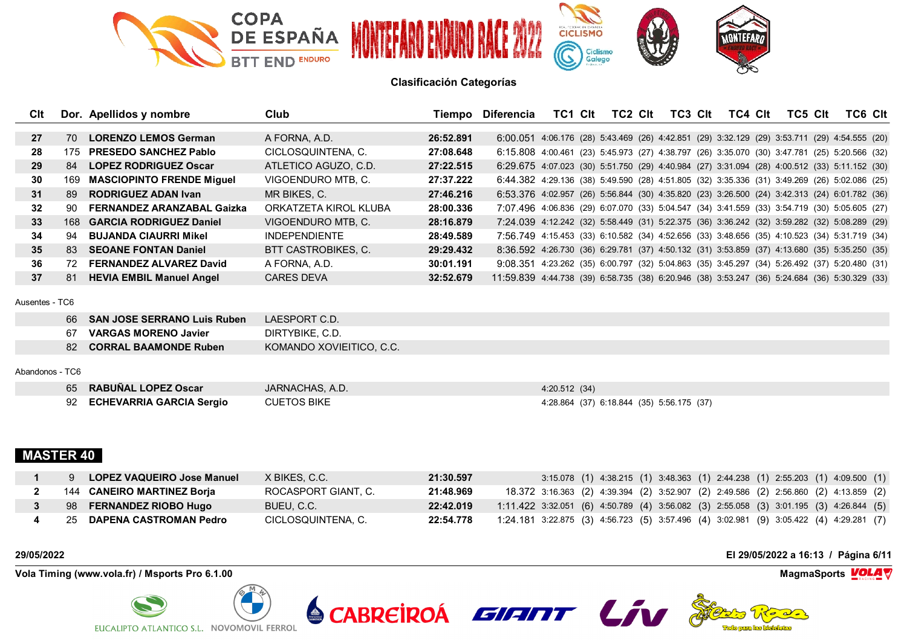**Clasificación Categorías**

| Clt | Dor. | Apellidos y nombre | Club | Tiempo | Diferencia | TC1 | Clt | TC2 | Clt | TC3 | Clt | TC4 | Clt | TC5 | Clt | TC6 | Clt |
|---|---|---|---|---|---|---|---|---|---|---|---|---|---|---|---|---|---|
| 27 | 70 | **LORENZO LEMOS German** | A FORNA, A.D. | **26:52.891** | 6:00.051 | 4:06.176 | (28) | 5:43.469 | (26) | 4:42.851 | (29) | 3:32.129 | (29) | 3:53.711 | (29) | 4:54.555 | (20) |
| 28 | 175 | **PRESEDO SANCHEZ Pablo** | CICLOSQUINTENA, C. | **27:08.648** | 6:15.808 | 4:00.461 | (23) | 5:45.973 | (27) | 4:38.797 | (26) | 3:35.070 | (30) | 3:47.781 | (25) | 5:20.566 | (32) |
| 29 | 84 | **LOPEZ RODRIGUEZ Oscar** | ATLETICO AGUZO, C.D. | **27:22.515** | 6:29.675 | 4:07.023 | (30) | 5:51.750 | (29) | 4:40.984 | (27) | 3:31.094 | (28) | 4:00.512 | (33) | 5:11.152 | (30) |
| 30 | 169 | **MASCIOPINTO FRENDE Miguel** | VIGOENDURO MTB, C. | **27:37.222** | 6:44.382 | 4:29.136 | (38) | 5:49.590 | (28) | 4:51.805 | (32) | 3:35.336 | (31) | 3:49.269 | (26) | 5:02.086 | (25) |
| 31 | 89 | **RODRIGUEZ ADAN Ivan** | MR BIKES, C. | **27:46.216** | 6:53.376 | 4:02.957 | (26) | 5:56.844 | (30) | 4:35.820 | (23) | 3:26.500 | (24) | 3:42.313 | (24) | 6:01.782 | (36) |
| 32 | 90 | **FERNANDEZ ARANZABAL Gaizka** | ORKATZETA KIROL KLUBA | **28:00.336** | 7:07.496 | 4:06.836 | (29) | 6:07.070 | (33) | 5:04.547 | (34) | 3:41.559 | (33) | 3:54.719 | (30) | 5:05.605 | (27) |
| 33 | 168 | **GARCIA RODRIGUEZ Daniel** | VIGOENDURO MTB, C. | **28:16.879** | 7:24.039 | 4:12.242 | (32) | 5:58.449 | (31) | 5:22.375 | (36) | 3:36.242 | (32) | 3:59.282 | (32) | 5:08.289 | (29) |
| 34 | 94 | **BUJANDA CIAURRI Mikel** | INDEPENDIENTE | **28:49.589** | 7:56.749 | 4:15.453 | (33) | 6:10.582 | (34) | 4:52.656 | (33) | 3:48.656 | (35) | 4:10.523 | (34) | 5:31.719 | (34) |
| 35 | 83 | **SEOANE FONTAN Daniel** | BTT CASTROBIKES, C. | **29:29.432** | 8:36.592 | 4:26.730 | (36) | 6:29.781 | (37) | 4:50.132 | (31) | 3:53.859 | (37) | 4:13.680 | (35) | 5:35.250 | (35) |
| 36 | 72 | **FERNANDEZ ALVAREZ David** | A FORNA, A.D. | **30:01.191** | 9:08.351 | 4:23.262 | (35) | 6:00.797 | (32) | 5:04.863 | (35) | 3:45.297 | (34) | 5:26.492 | (37) | 5:20.480 | (31) |
| 37 | 81 | **HEVIA EMBIL Manuel Angel** | CARES DEVA | **32:52.679** | 11:59.839 | 4:44.738 | (39) | 6:58.735 | (38) | 6:20.946 | (38) | 3:53.247 | (36) | 5:24.684 | (36) | 5:30.329 | (33) |

Ausentes - TC6

| Dor. | Apellidos y nombre | Club |
|---|---|---|
| 66 | **SAN JOSE SERRANO Luis Ruben** | LAESPORT C.D. |
| 67 | **VARGAS MORENO Javier** | DIRTYBIKE, C.D. |
| 82 | **CORRAL BAAMONDE Ruben** | KOMANDO XOVIEITICO, C.C. |

Abandonos - TC6

| Dor. | Apellidos y nombre | Club | TC1 | Clt | TC2 | Clt | TC3 | Clt |
|---|---|---|---|---|---|---|---|---|
| 65 | **RABUÑAL LOPEZ Oscar** | JARNACHAS, A.D. | 4:20.512 | (34) | | | | |
| 92 | **ECHEVARRIA GARCIA Sergio** | CUETOS BIKE | 4:28.864 | (37) | 6:18.844 | (35) | 5:56.175 | (37) |

## MASTER 40

| Clt | Dor. | Apellidos y nombre | Club | Tiempo | Diferencia | TC1 | Clt | TC2 | Clt | TC3 | Clt | TC4 | Clt | TC5 | Clt | TC6 | Clt |
|---|---|---|---|---|---|---|---|---|---|---|---|---|---|---|---|---|---|
| 1 | 9 | **LOPEZ VAQUEIRO Jose Manuel** | X BIKES, C.C. | **21:30.597** | | 3:15.078 | (1) | 4:38.215 | (1) | 3:48.363 | (1) | 2:44.238 | (1) | 2:55.203 | (1) | 4:09.500 | (1) |
| 2 | 144 | **CANEIRO MARTINEZ Borja** | ROCASPORT GIANT, C. | **21:48.969** | 18.372 | 3:16.363 | (2) | 4:39.394 | (2) | 3:52.907 | (2) | 2:49.586 | (2) | 2:56.860 | (2) | 4:13.859 | (2) |
| 3 | 98 | **FERNANDEZ RIOBO Hugo** | BUEU, C.C. | **22:42.019** | 1:11.422 | 3:32.051 | (6) | 4:50.789 | (4) | 3:56.082 | (3) | 2:55.058 | (3) | 3:01.195 | (3) | 4:26.844 | (5) |
| 4 | 25 | **DAPENA CASTROMAN Pedro** | CICLOSQUINTENA, C. | **22:54.778** | 1:24.181 | 3:22.875 | (3) | 4:56.723 | (5) | 3:57.496 | (4) | 3:02.981 | (9) | 3:05.422 | (4) | 4:29.281 | (7) |

**29/05/2022**

**El 29/05/2022 a 16:13**

**Vola Timing (www.vola.fr) / Msports Pro 6.1.00**

**MagmaSports**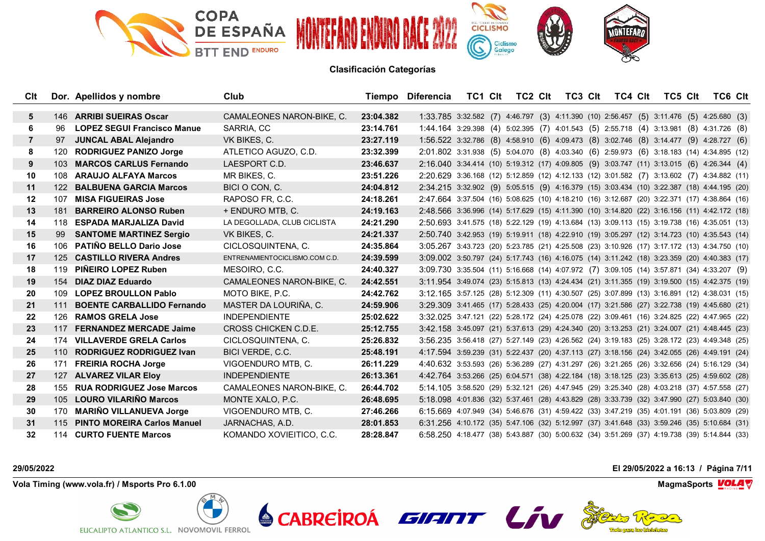## Clasificación Categorías

| Clt | Dor. | Apellidos y nombre | Club | Tiempo | Diferencia | TC1 | Clt | TC2 | Clt | TC3 | Clt | TC4 | Clt | TC5 | Clt | TC6 | Clt |
|---|---|---|---|---|---|---|---|---|---|---|---|---|---|---|---|---|---|
| 5 | 146 | **ARRIBI SUEIRAS Oscar** | CAMALEONES NARON-BIKE, C. | **23:04.382** | 1:33.785 | 3:32.582 | (7) | 4:46.797 | (3) | 4:11.390 | (10) | 2:56.457 | (5) | 3:11.476 | (5) | 4:25.680 | (3) |
| 6 | 96 | **LOPEZ SEGUI Francisco Manue** | SARRIA, CC | **23:14.761** | 1:44.164 | 3:29.398 | (4) | 5:02.395 | (7) | 4:01.543 | (5) | 2:55.718 | (4) | 3:13.981 | (8) | 4:31.726 | (8) |
| 7 | 97 | **JUNCAL ABAL Alejandro** | VK BIKES, C. | **23:27.119** | 1:56.522 | 3:32.786 | (8) | 4:58.910 | (6) | 4:09.473 | (8) | 3:02.746 | (8) | 3:14.477 | (9) | 4:28.727 | (6) |
| 8 | 120 | **RODRIGUEZ PANIZO Jorge** | ATLETICO AGUZO, C.D. | **23:32.399** | 2:01.802 | 3:31.938 | (5) | 5:04.070 | (8) | 4:03.340 | (6) | 2:59.973 | (6) | 3:18.183 | (14) | 4:34.895 | (12) |
| 9 | 103 | **MARCOS CARLUS Fernando** | LAESPORT C.D. | **23:46.637** | 2:16.040 | 3:34.414 | (10) | 5:19.312 | (17) | 4:09.805 | (9) | 3:03.747 | (11) | 3:13.015 | (6) | 4:26.344 | (4) |
| 10 | 108 | **ARAUJO ALFAYA Marcos** | MR BIKES, C. | **23:51.226** | 2:20.629 | 3:36.168 | (12) | 5:12.859 | (12) | 4:12.133 | (12) | 3:01.582 | (7) | 3:13.602 | (7) | 4:34.882 | (11) |
| 11 | 122 | **BALBUENA GARCIA Marcos** | BICI O CON, C. | **24:04.812** | 2:34.215 | 3:32.902 | (9) | 5:05.515 | (9) | 4:16.379 | (15) | 3:03.434 | (10) | 3:22.387 | (18) | 4:44.195 | (20) |
| 12 | 107 | **MISA FIGUEIRAS Jose** | RAPOSO FR, C.C. | **24:18.261** | 2:47.664 | 3:37.504 | (16) | 5:08.625 | (10) | 4:18.210 | (16) | 3:12.687 | (20) | 3:22.371 | (17) | 4:38.864 | (16) |
| 13 | 181 | **BARREIRO ALONSO Ruben** | + ENDURO MTB, C. | **24:19.163** | 2:48.566 | 3:36.996 | (14) | 5:17.629 | (15) | 4:11.390 | (10) | 3:14.820 | (22) | 3:16.156 | (11) | 4:42.172 | (18) |
| 14 | 118 | **ESPADA MARJALIZA David** | LA DEGOLLADA, CLUB CICLISTA | **24:21.290** | 2:50.693 | 3:41.575 | (18) | 5:22.129 | (19) | 4:13.684 | (13) | 3:09.113 | (15) | 3:19.738 | (16) | 4:35.051 | (13) |
| 15 | 99 | **SANTOME MARTINEZ Sergio** | VK BIKES, C. | **24:21.337** | 2:50.740 | 3:42.953 | (19) | 5:19.911 | (18) | 4:22.910 | (19) | 3:05.297 | (12) | 3:14.723 | (10) | 4:35.543 | (14) |
| 16 | 106 | **PATIÑO BELLO Dario Jose** | CICLOSQUINTENA, C. | **24:35.864** | 3:05.267 | 3:43.723 | (20) | 5:23.785 | (21) | 4:25.508 | (23) | 3:10.926 | (17) | 3:17.172 | (13) | 4:34.750 | (10) |
| 17 | 125 | **CASTILLO RIVERA Andres** | ENTRENAMIENTOCICLISMO.COM C.D. | **24:39.599** | 3:09.002 | 3:50.797 | (24) | 5:17.743 | (16) | 4:16.075 | (14) | 3:11.242 | (18) | 3:23.359 | (20) | 4:40.383 | (17) |
| 18 | 119 | **PIÑEIRO LOPEZ Ruben** | MESOIRO, C.C. | **24:40.327** | 3:09.730 | 3:35.504 | (11) | 5:16.668 | (14) | 4:07.972 | (7) | 3:09.105 | (14) | 3:57.871 | (34) | 4:33.207 | (9) |
| 19 | 154 | **DIAZ DIAZ Eduardo** | CAMALEONES NARON-BIKE, C. | **24:42.551** | 3:11.954 | 3:49.074 | (23) | 5:15.813 | (13) | 4:24.434 | (21) | 3:11.355 | (19) | 3:19.500 | (15) | 4:42.375 | (19) |
| 20 | 109 | **LOPEZ BROULLON Pablo** | MOTO BIKE, P.C. | **24:42.762** | 3:12.165 | 3:57.125 | (28) | 5:12.309 | (11) | 4:30.507 | (25) | 3:07.899 | (13) | 3:16.891 | (12) | 4:38.031 | (15) |
| 21 | 111 | **BOENTE CARBALLIDO Fernando** | MASTER DA LOURIÑA, C. | **24:59.906** | 3:29.309 | 3:41.465 | (17) | 5:28.433 | (25) | 4:20.004 | (17) | 3:21.586 | (27) | 3:22.738 | (19) | 4:45.680 | (21) |
| 22 | 126 | **RAMOS GRELA Jose** | INDEPENDIENTE | **25:02.622** | 3:32.025 | 3:47.121 | (22) | 5:28.172 | (24) | 4:25.078 | (22) | 3:09.461 | (16) | 3:24.825 | (22) | 4:47.965 | (22) |
| 23 | 117 | **FERNANDEZ MERCADE Jaime** | CROSS CHICKEN C.D.E. | **25:12.755** | 3:42.158 | 3:45.097 | (21) | 5:37.613 | (29) | 4:24.340 | (20) | 3:13.253 | (21) | 3:24.007 | (21) | 4:48.445 | (23) |
| 24 | 174 | **VILLAVERDE GRELA Carlos** | CICLOSQUINTENA, C. | **25:26.832** | 3:56.235 | 3:56.418 | (27) | 5:27.149 | (23) | 4:26.562 | (24) | 3:19.183 | (25) | 3:28.172 | (23) | 4:49.348 | (25) |
| 25 | 110 | **RODRIGUEZ RODRIGUEZ Ivan** | BICI VERDE, C.C. | **25:48.191** | 4:17.594 | 3:59.239 | (31) | 5:22.437 | (20) | 4:37.113 | (27) | 3:18.156 | (24) | 3:42.055 | (26) | 4:49.191 | (24) |
| 26 | 171 | **FREIRIA ROCHA Jorge** | VIGOENDURO MTB, C. | **26:11.229** | 4:40.632 | 3:53.593 | (26) | 5:36.289 | (27) | 4:31.297 | (26) | 3:21.265 | (26) | 3:32.656 | (24) | 5:16.129 | (34) |
| 27 | 127 | **ALVAREZ VILAR Eloy** | INDEPENDIENTE | **26:13.361** | 4:42.764 | 3:53.266 | (25) | 6:04.571 | (38) | 4:22.184 | (18) | 3:18.125 | (23) | 3:35.613 | (25) | 4:59.602 | (28) |
| 28 | 155 | **RUA RODRIGUEZ Jose Marcos** | CAMALEONES NARON-BIKE, C. | **26:44.702** | 5:14.105 | 3:58.520 | (29) | 5:32.121 | (26) | 4:47.945 | (29) | 3:25.340 | (28) | 4:03.218 | (37) | 4:57.558 | (27) |
| 29 | 105 | **LOURO VILARIÑO Marcos** | MONTE XALO, P.C. | **26:48.695** | 5:18.098 | 4:01.836 | (32) | 5:37.461 | (28) | 4:43.829 | (28) | 3:33.739 | (32) | 3:47.990 | (27) | 5:03.840 | (30) |
| 30 | 170 | **MARIÑO VILLANUEVA Jorge** | VIGOENDURO MTB, C. | **27:46.266** | 6:15.669 | 4:07.949 | (34) | 5:46.676 | (31) | 4:59.422 | (33) | 3:47.219 | (35) | 4:01.191 | (36) | 5:03.809 | (29) |
| 31 | 115 | **PINTO MOREIRA Carlos Manuel** | JARNACHAS, A.D. | **28:01.853** | 6:31.256 | 4:10.172 | (35) | 5:47.106 | (32) | 5:12.997 | (37) | 3:41.648 | (33) | 3:59.246 | (35) | 5:10.684 | (31) |
| 32 | 114 | **CURTO FUENTE Marcos** | KOMANDO XOVIEITICO, C.C. | **28:28.847** | 6:58.250 | 4:18.477 | (38) | 5:43.887 | (30) | 5:00.632 | (34) | 3:51.269 | (37) | 4:19.738 | (39) | 5:14.844 | (33) |

29/05/2022

Vola Timing (www.vola.fr) / Msports Pro 6.1.00

El 29/05/2022 a 16:13

MagmaSports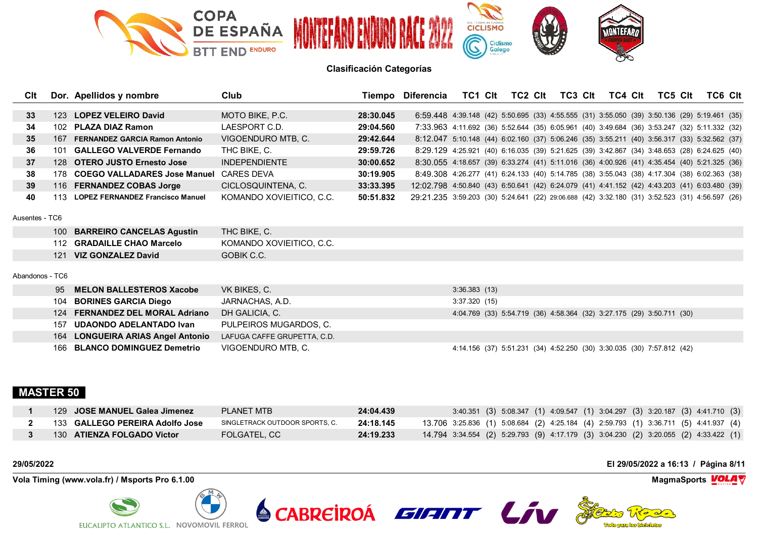COPA DE ESPAÑA BTT END ENDURO — MONTEFARO ENDURO RACE 2022

## Clasificación Categorías

| Clt | Dor. | Apellidos y nombre | Club | Tiempo | Diferencia | TC1 | Clt | TC2 | Clt | TC3 | Clt | TC4 | Clt | TC5 | Clt | TC6 | Clt |
|---|---|---|---|---|---|---|---|---|---|---|---|---|---|---|---|---|---|
| 33 | 123 | **LOPEZ VELEIRO David** | MOTO BIKE, P.C. | **28:30.045** | 6:59.448 | 4:39.148 | (42) | 5:50.695 | (33) | 4:55.555 | (31) | 3:55.050 | (39) | 3:50.136 | (29) | 5:19.461 | (35) |
| 34 | 102 | **PLAZA DIAZ Ramon** | LAESPORT C.D. | **29:04.560** | 7:33.963 | 4:11.692 | (36) | 5:52.644 | (35) | 6:05.961 | (40) | 3:49.684 | (36) | 3:53.247 | (32) | 5:11.332 | (32) |
| 35 | 167 | **FERNANDEZ GARCIA Ramon Antonio** | VIGOENDURO MTB, C. | **29:42.644** | 8:12.047 | 5:10.148 | (44) | 6:02.160 | (37) | 5:06.246 | (35) | 3:55.211 | (40) | 3:56.317 | (33) | 5:32.562 | (37) |
| 36 | 101 | **GALLEGO VALVERDE Fernando** | THC BIKE, C. | **29:59.726** | 8:29.129 | 4:25.921 | (40) | 6:16.035 | (39) | 5:21.625 | (39) | 3:42.867 | (34) | 3:48.653 | (28) | 6:24.625 | (40) |
| 37 | 128 | **OTERO JUSTO Ernesto Jose** | INDEPENDIENTE | **30:00.652** | 8:30.055 | 4:18.657 | (39) | 6:33.274 | (41) | 5:11.016 | (36) | 4:00.926 | (41) | 4:35.454 | (40) | 5:21.325 | (36) |
| 38 | 178 | **COEGO VALLADARES Jose Manuel** | CARES DEVA | **30:19.905** | 8:49.308 | 4:26.277 | (41) | 6:24.133 | (40) | 5:14.785 | (38) | 3:55.043 | (38) | 4:17.304 | (38) | 6:02.363 | (38) |
| 39 | 116 | **FERNANDEZ COBAS Jorge** | CICLOSQUINTENA, C. | **33:33.395** | 12:02.798 | 4:50.840 | (43) | 6:50.641 | (42) | 6:24.079 | (41) | 4:41.152 | (42) | 4:43.203 | (41) | 6:03.480 | (39) |
| 40 | 113 | **LOPEZ FERNANDEZ Francisco Manuel** | KOMANDO XOVIEITICO, C.C. | **50:51.832** | 29:21.235 | 3:59.203 | (30) | 5:24.641 | (22) | 29:06.688 | (42) | 3:32.180 | (31) | 3:52.523 | (31) | 4:56.597 | (26) |

Ausentes - TC6

| Dor. | Apellidos y nombre | Club |
|---|---|---|
| 100 | **BARREIRO CANCELAS Agustin** | THC BIKE, C. |
| 112 | **GRADAILLE CHAO Marcelo** | KOMANDO XOVIEITICO, C.C. |
| 121 | **VIZ GONZALEZ David** | GOBIK C.C. |

Abandonos - TC6

| Dor. | Apellidos y nombre | Club | TC1 | Clt | TC2 | Clt | TC3 | Clt | TC4 | Clt | TC5 | Clt |
|---|---|---|---|---|---|---|---|---|---|---|---|---|
| 95 | **MELON BALLESTEROS Xacobe** | VK BIKES, C. | 3:36.383 | (13) | | | | | | | | |
| 104 | **BORINES GARCIA Diego** | JARNACHAS, A.D. | 3:37.320 | (15) | | | | | | | | |
| 124 | **FERNANDEZ DEL MORAL Adriano** | DH GALICIA, C. | 4:04.769 | (33) | 5:54.719 | (36) | 4:58.364 | (32) | 3:27.175 | (29) | 3:50.711 | (30) |
| 157 | **UDAONDO ADELANTADO Ivan** | PULPEIROS MUGARDOS, C. | | | | | | | | | | |
| 164 | **LONGUEIRA ARIAS Angel Antonio** | LAFUGA CAFFE GRUPETTA, C.D. | | | | | | | | | | |
| 166 | **BLANCO DOMINGUEZ Demetrio** | VIGOENDURO MTB, C. | 4:14.156 | (37) | 5:51.231 | (34) | 4:52.250 | (30) | 3:30.035 | (30) | 7:57.812 | (42) |

## MASTER 50

| Clt | Dor. | Apellidos y nombre | Club | Tiempo | Diferencia | TC1 | Clt | TC2 | Clt | TC3 | Clt | TC4 | Clt | TC5 | Clt | TC6 | Clt |
|---|---|---|---|---|---|---|---|---|---|---|---|---|---|---|---|---|---|
| 1 | 129 | **JOSE MANUEL Galea Jimenez** | PLANET MTB | **24:04.439** | | 3:40.351 | (3) | 5:08.347 | (1) | 4:09.547 | (1) | 3:04.297 | (3) | 3:20.187 | (3) | 4:41.710 | (3) |
| 2 | 133 | **GALLEGO PEREIRA Adolfo Jose** | SINGLETRACK OUTDOOR SPORTS, C. | **24:18.145** | 13.706 | 3:25.836 | (1) | 5:08.684 | (2) | 4:25.184 | (4) | 2:59.793 | (1) | 3:36.711 | (5) | 4:41.937 | (4) |
| 3 | 130 | **ATIENZA FOLGADO Victor** | FOLGATEL, CC | **24:19.233** | 14.794 | 3:34.554 | (2) | 5:29.793 | (9) | 4:17.179 | (3) | 3:04.230 | (2) | 3:20.055 | (2) | 4:33.422 | (1) |

29/05/2022 — El 29/05/2022 a 16:13

Vola Timing (www.vola.fr) / Msports Pro 6.1.00 — MagmaSports VOLA

EUCALIPTO ATLANTICO S.L. — NOVOMOVIL FERROL — CABREIROÁ — GIANT — Liv — Ciclos Roca: Todo para las bicicletas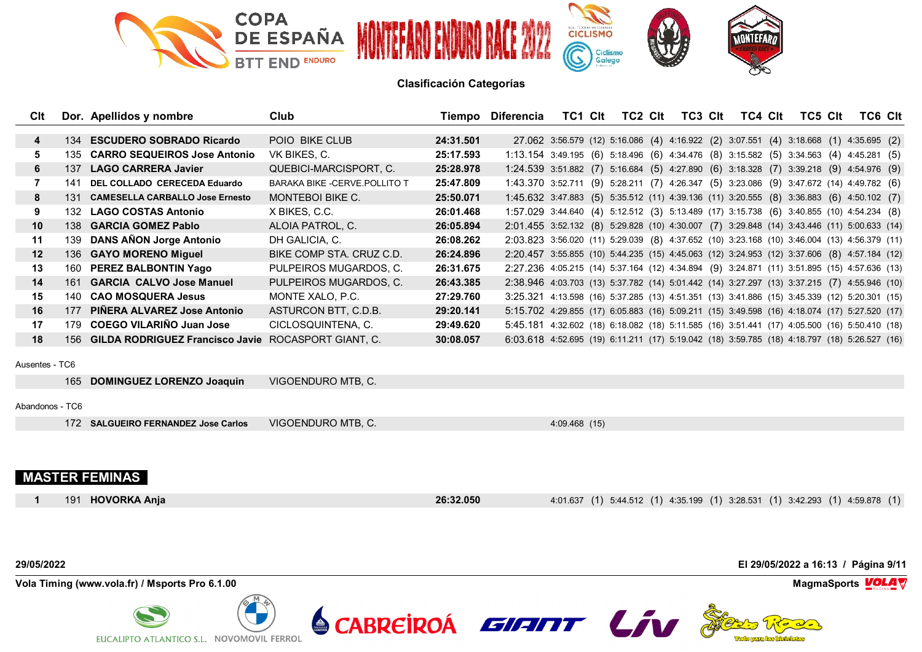**COPA DE ESPAÑA BTT END ENDURO — MONTEFARO ENDURO RACE 2022**

**Clasificación Categorías**

| Clt | Dor. | Apellidos y nombre | Club | Tiempo | Diferencia | TC1 | Clt | TC2 | Clt | TC3 | Clt | TC4 | Clt | TC5 | Clt | TC6 | Clt |
|---|---|---|---|---|---|---|---|---|---|---|---|---|---|---|---|---|---|
| 4 | 134 | **ESCUDERO SOBRADO Ricardo** | POIO BIKE CLUB | **24:31.501** | 27.062 | 3:56.579 | (12) | 5:16.086 | (4) | 4:16.922 | (2) | 3:07.551 | (4) | 3:18.668 | (1) | 4:35.695 | (2) |
| 5 | 135 | **CARRO SEQUEIROS Jose Antonio** | VK BIKES, C. | **25:17.593** | 1:13.154 | 3:49.195 | (6) | 5:18.496 | (6) | 4:34.476 | (8) | 3:15.582 | (5) | 3:34.563 | (4) | 4:45.281 | (5) |
| 6 | 137 | **LAGO CARRERA Javier** | QUEBICI-MARCISPORT, C. | **25:28.978** | 1:24.539 | 3:51.882 | (7) | 5:16.684 | (5) | 4:27.890 | (6) | 3:18.328 | (7) | 3:39.218 | (9) | 4:54.976 | (9) |
| 7 | 141 | **DEL COLLADO CERECEDA Eduardo** | BARAKA BIKE -CERVE.POLLITO T | **25:47.809** | 1:43.370 | 3:52.711 | (9) | 5:28.211 | (7) | 4:26.347 | (5) | 3:23.086 | (9) | 3:47.672 | (14) | 4:49.782 | (6) |
| 8 | 131 | **CAMESELLA CARBALLO Jose Ernesto** | MONTEBOI BIKE C. | **25:50.071** | 1:45.632 | 3:47.883 | (5) | 5:35.512 | (11) | 4:39.136 | (11) | 3:20.555 | (8) | 3:36.883 | (6) | 4:50.102 | (7) |
| 9 | 132 | **LAGO COSTAS Antonio** | X BIKES, C.C. | **26:01.468** | 1:57.029 | 3:44.640 | (4) | 5:12.512 | (3) | 5:13.489 | (17) | 3:15.738 | (6) | 3:40.855 | (10) | 4:54.234 | (8) |
| 10 | 138 | **GARCIA GOMEZ Pablo** | ALOIA PATROL, C. | **26:05.894** | 2:01.455 | 3:52.132 | (8) | 5:29.828 | (10) | 4:30.007 | (7) | 3:29.848 | (14) | 3:43.446 | (11) | 5:00.633 | (14) |
| 11 | 139 | **DANS AÑON Jorge Antonio** | DH GALICIA, C. | **26:08.262** | 2:03.823 | 3:56.020 | (11) | 5:29.039 | (8) | 4:37.652 | (10) | 3:23.168 | (10) | 3:46.004 | (13) | 4:56.379 | (11) |
| 12 | 136 | **GAYO MORENO Miguel** | BIKE COMP STA. CRUZ C.D. | **26:24.896** | 2:20.457 | 3:55.855 | (10) | 5:44.235 | (15) | 4:45.063 | (12) | 3:24.953 | (12) | 3:37.606 | (8) | 4:57.184 | (12) |
| 13 | 160 | **PEREZ BALBONTIN Yago** | PULPEIROS MUGARDOS, C. | **26:31.675** | 2:27.236 | 4:05.215 | (14) | 5:37.164 | (12) | 4:34.894 | (9) | 3:24.871 | (11) | 3:51.895 | (15) | 4:57.636 | (13) |
| 14 | 161 | **GARCIA CALVO Jose Manuel** | PULPEIROS MUGARDOS, C. | **26:43.385** | 2:38.946 | 4:03.703 | (13) | 5:37.782 | (14) | 5:01.442 | (14) | 3:27.297 | (13) | 3:37.215 | (7) | 4:55.946 | (10) |
| 15 | 140 | **CAO MOSQUERA Jesus** | MONTE XALO, P.C. | **27:29.760** | 3:25.321 | 4:13.598 | (16) | 5:37.285 | (13) | 4:51.351 | (13) | 3:41.886 | (15) | 3:45.339 | (12) | 5:20.301 | (15) |
| 16 | 177 | **PIÑERA ALVAREZ Jose Antonio** | ASTURCON BTT, C.D.B. | **29:20.141** | 5:15.702 | 4:29.855 | (17) | 6:05.883 | (16) | 5:09.211 | (15) | 3:49.598 | (16) | 4:18.074 | (17) | 5:27.520 | (17) |
| 17 | 179 | **COEGO VILARIÑO Juan Jose** | CICLOSQUINTENA, C. | **29:49.620** | 5:45.181 | 4:32.602 | (18) | 6:18.082 | (18) | 5:11.585 | (16) | 3:51.441 | (17) | 4:05.500 | (16) | 5:50.410 | (18) |
| 18 | 156 | **GILDA RODRIGUEZ Francisco Javie** | ROCASPORT GIANT, C. | **30:08.057** | 6:03.618 | 4:52.695 | (19) | 6:11.211 | (17) | 5:19.042 | (18) | 3:59.785 | (18) | 4:18.797 | (18) | 5:26.527 | (16) |

Ausentes - TC6

| Clt | Dor. | Apellidos y nombre | Club |
|---|---|---|---|
| | 165 | **DOMINGUEZ LORENZO Joaquin** | VIGOENDURO MTB, C. |

Abandonos - TC6

| Clt | Dor. | Apellidos y nombre | Club | TC1 | Clt |
|---|---|---|---|---|---|
| | 172 | **SALGUEIRO FERNANDEZ Jose Carlos** | VIGOENDURO MTB, C. | 4:09.468 | (15) |

## MASTER FEMINAS

| Clt | Dor. | Apellidos y nombre | Club | Tiempo | Diferencia | TC1 | Clt | TC2 | Clt | TC3 | Clt | TC4 | Clt | TC5 | Clt | TC6 | Clt |
|---|---|---|---|---|---|---|---|---|---|---|---|---|---|---|---|---|---|
| 1 | 191 | **HOVORKA Anja** | | **26:32.050** | | 4:01.637 | (1) | 5:44.512 | (1) | 4:35.199 | (1) | 3:28.531 | (1) | 3:42.293 | (1) | 4:59.878 | (1) |

**29/05/2022** — **El 29/05/2022 a 16:13**

**Vola Timing (www.vola.fr) / Msports Pro 6.1.00** — **MagmaSports**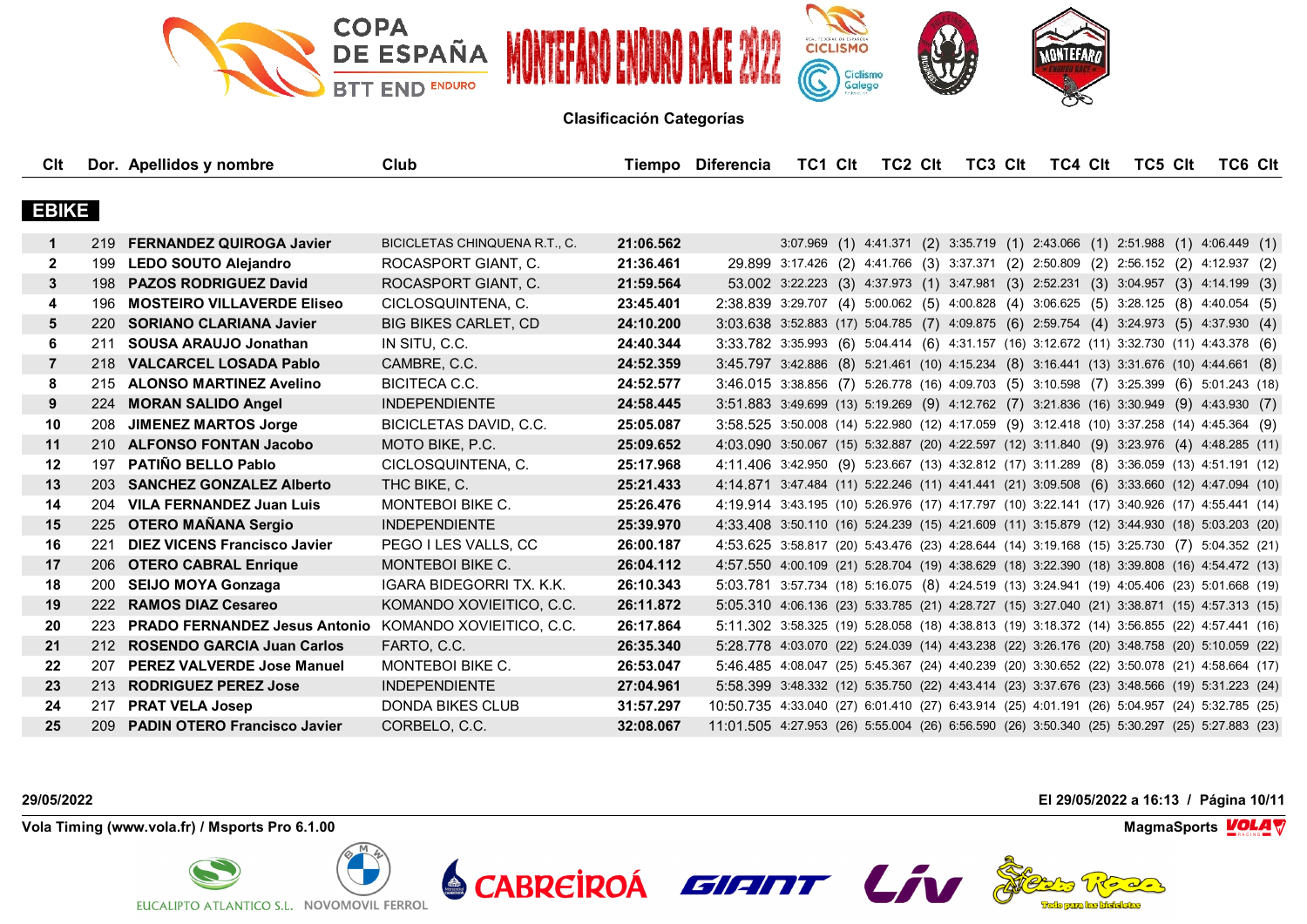Clasificación Categorías

## EBIKE

| Clt | Dor. | Apellidos y nombre | Club | Tiempo | Diferencia | TC1 | Clt | TC2 | Clt | TC3 | Clt | TC4 | Clt | TC5 | Clt | TC6 | Clt |
|---|---|---|---|---|---|---|---|---|---|---|---|---|---|---|---|---|---|
| 1 | 219 | **FERNANDEZ QUIROGA Javier** | BICICLETAS CHINQUENA R.T., C. | **21:06.562** | | 3:07.969 | (1) | 4:41.371 | (2) | 3:35.719 | (1) | 2:43.066 | (1) | 2:51.988 | (1) | 4:06.449 | (1) |
| 2 | 199 | **LEDO SOUTO Alejandro** | ROCASPORT GIANT, C. | **21:36.461** | 29.899 | 3:17.426 | (2) | 4:41.766 | (3) | 3:37.371 | (2) | 2:50.809 | (2) | 2:56.152 | (2) | 4:12.937 | (2) |
| 3 | 198 | **PAZOS RODRIGUEZ David** | ROCASPORT GIANT, C. | **21:59.564** | 53.002 | 3:22.223 | (3) | 4:37.973 | (1) | 3:47.981 | (3) | 2:52.231 | (3) | 3:04.957 | (3) | 4:14.199 | (3) |
| 4 | 196 | **MOSTEIRO VILLAVERDE Eliseo** | CICLOSQUINTENA, C. | **23:45.401** | 2:38.839 | 3:29.707 | (4) | 5:00.062 | (5) | 4:00.828 | (4) | 3:06.625 | (5) | 3:28.125 | (8) | 4:40.054 | (5) |
| 5 | 220 | **SORIANO CLARIANA Javier** | BIG BIKES CARLET, CD | **24:10.200** | 3:03.638 | 3:52.883 | (17) | 5:04.785 | (7) | 4:09.875 | (6) | 2:59.754 | (4) | 3:24.973 | (5) | 4:37.930 | (4) |
| 6 | 211 | **SOUSA ARAUJO Jonathan** | IN SITU, C.C. | **24:40.344** | 3:33.782 | 3:35.993 | (6) | 5:04.414 | (6) | 4:31.157 | (16) | 3:12.672 | (11) | 3:32.730 | (11) | 4:43.378 | (6) |
| 7 | 218 | **VALCARCEL LOSADA Pablo** | CAMBRE, C.C. | **24:52.359** | 3:45.797 | 3:42.886 | (8) | 5:21.461 | (10) | 4:15.234 | (8) | 3:16.441 | (13) | 3:31.676 | (10) | 4:44.661 | (8) |
| 8 | 215 | **ALONSO MARTINEZ Avelino** | BICITECA C.C. | **24:52.577** | 3:46.015 | 3:38.856 | (7) | 5:26.778 | (16) | 4:09.703 | (5) | 3:10.598 | (7) | 3:25.399 | (6) | 5:01.243 | (18) |
| 9 | 224 | **MORAN SALIDO Angel** | INDEPENDIENTE | **24:58.445** | 3:51.883 | 3:49.699 | (13) | 5:19.269 | (9) | 4:12.762 | (7) | 3:21.836 | (16) | 3:30.949 | (9) | 4:43.930 | (7) |
| 10 | 208 | **JIMENEZ MARTOS Jorge** | BICICLETAS DAVID, C.C. | **25:05.087** | 3:58.525 | 3:50.008 | (14) | 5:22.980 | (12) | 4:17.059 | (9) | 3:12.418 | (10) | 3:37.258 | (14) | 4:45.364 | (9) |
| 11 | 210 | **ALFONSO FONTAN Jacobo** | MOTO BIKE, P.C. | **25:09.652** | 4:03.090 | 3:50.067 | (15) | 5:32.887 | (20) | 4:22.597 | (12) | 3:11.840 | (9) | 3:23.976 | (4) | 4:48.285 | (11) |
| 12 | 197 | **PATIÑO BELLO Pablo** | CICLOSQUINTENA, C. | **25:17.968** | 4:11.406 | 3:42.950 | (9) | 5:23.667 | (13) | 4:32.812 | (17) | 3:11.289 | (8) | 3:36.059 | (13) | 4:51.191 | (12) |
| 13 | 203 | **SANCHEZ GONZALEZ Alberto** | THC BIKE, C. | **25:21.433** | 4:14.871 | 3:47.484 | (11) | 5:22.246 | (11) | 4:41.441 | (21) | 3:09.508 | (6) | 3:33.660 | (12) | 4:47.094 | (10) |
| 14 | 204 | **VILA FERNANDEZ Juan Luis** | MONTEBOI BIKE C. | **25:26.476** | 4:19.914 | 3:43.195 | (10) | 5:26.976 | (17) | 4:17.797 | (10) | 3:22.141 | (17) | 3:40.926 | (17) | 4:55.441 | (14) |
| 15 | 225 | **OTERO MAÑANA Sergio** | INDEPENDIENTE | **25:39.970** | 4:33.408 | 3:50.110 | (16) | 5:24.239 | (15) | 4:21.609 | (11) | 3:15.879 | (12) | 3:44.930 | (18) | 5:03.203 | (20) |
| 16 | 221 | **DIEZ VICENS Francisco Javier** | PEGO I LES VALLS, CC | **26:00.187** | 4:53.625 | 3:58.817 | (20) | 5:43.476 | (23) | 4:28.644 | (14) | 3:19.168 | (15) | 3:25.730 | (7) | 5:04.352 | (21) |
| 17 | 206 | **OTERO CABRAL Enrique** | MONTEBOI BIKE C. | **26:04.112** | 4:57.550 | 4:00.109 | (21) | 5:28.704 | (19) | 4:38.629 | (18) | 3:22.390 | (18) | 3:39.808 | (16) | 4:54.472 | (13) |
| 18 | 200 | **SEIJO MOYA Gonzaga** | IGARA BIDEGORRI TX. K.K. | **26:10.343** | 5:03.781 | 3:57.734 | (18) | 5:16.075 | (8) | 4:24.519 | (13) | 3:24.941 | (19) | 4:05.406 | (23) | 5:01.668 | (19) |
| 19 | 222 | **RAMOS DIAZ Cesareo** | KOMANDO XOVIEITICO, C.C. | **26:11.872** | 5:05.310 | 4:06.136 | (23) | 5:33.785 | (21) | 4:28.727 | (15) | 3:27.040 | (21) | 3:38.871 | (15) | 4:57.313 | (15) |
| 20 | 223 | **PRADO FERNANDEZ Jesus Antonio** | KOMANDO XOVIEITICO, C.C. | **26:17.864** | 5:11.302 | 3:58.325 | (19) | 5:28.058 | (18) | 4:38.813 | (19) | 3:18.372 | (14) | 3:56.855 | (22) | 4:57.441 | (16) |
| 21 | 212 | **ROSENDO GARCIA Juan Carlos** | FARTO, C.C. | **26:35.340** | 5:28.778 | 4:03.070 | (22) | 5:24.039 | (14) | 4:43.238 | (22) | 3:26.176 | (20) | 3:48.758 | (20) | 5:10.059 | (22) |
| 22 | 207 | **PEREZ VALVERDE Jose Manuel** | MONTEBOI BIKE C. | **26:53.047** | 5:46.485 | 4:08.047 | (25) | 5:45.367 | (24) | 4:40.239 | (20) | 3:30.652 | (22) | 3:50.078 | (21) | 4:58.664 | (17) |
| 23 | 213 | **RODRIGUEZ PEREZ Jose** | INDEPENDIENTE | **27:04.961** | 5:58.399 | 3:48.332 | (12) | 5:35.750 | (22) | 4:43.414 | (23) | 3:37.676 | (23) | 3:48.566 | (19) | 5:31.223 | (24) |
| 24 | 217 | **PRAT VELA Josep** | DONDA BIKES CLUB | **31:57.297** | 10:50.735 | 4:33.040 | (27) | 6:01.410 | (27) | 6:43.914 | (25) | 4:01.191 | (26) | 5:04.957 | (24) | 5:32.785 | (25) |
| 25 | 209 | **PADIN OTERO Francisco Javier** | CORBELO, C.C. | **32:08.067** | 11:01.505 | 4:27.953 | (26) | 5:55.004 | (26) | 6:56.590 | (26) | 3:50.340 | (25) | 5:30.297 | (25) | 5:27.883 | (23) |

29/05/2022

El 29/05/2022 a 16:13

Vola Timing (www.vola.fr) / Msports Pro 6.1.00

MagmaSports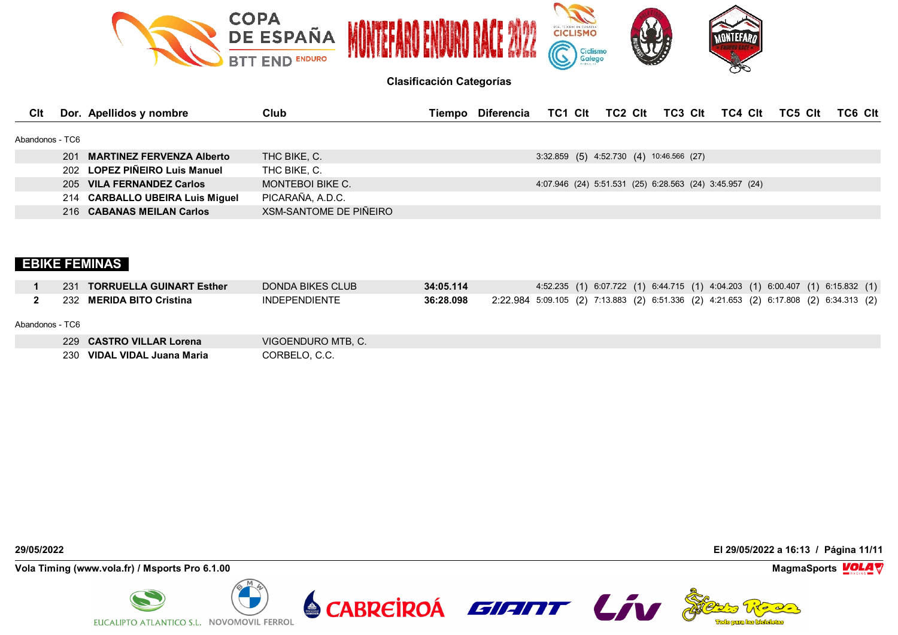## Clasificación Categorías

| Clt | Dor. | Apellidos y nombre | Club | Tiempo | Diferencia | TC1 Clt | TC2 Clt | TC3 Clt | TC4 Clt | TC5 Clt | TC6 Clt |
|---|---|---|---|---|---|---|---|---|---|---|---|
| Abandonos - TC6 | | | | | | | | | | | |
| | 201 | **MARTINEZ FERVENZA Alberto** | THC BIKE, C. | | | 3:32.859 (5) | 4:52.730 (4) | 10:46.566 (27) | | | |
| | 202 | **LOPEZ PIÑEIRO Luis Manuel** | THC BIKE, C. | | | | | | | | |
| | 205 | **VILA FERNANDEZ Carlos** | MONTEBOI BIKE C. | | | 4:07.946 (24) | 5:51.531 (25) | 6:28.563 (24) | 3:45.957 (24) | | |
| | 214 | **CARBALLO UBEIRA Luis Miguel** | PICARAÑA, A.D.C. | | | | | | | | |
| | 216 | **CABANAS MEILAN Carlos** | XSM-SANTOME DE PIÑEIRO | | | | | | | | |

## EBIKE FEMINAS

| Clt | Dor. | Apellidos y nombre | Club | Tiempo | Diferencia | TC1 Clt | TC2 Clt | TC3 Clt | TC4 Clt | TC5 Clt | TC6 Clt |
|---|---|---|---|---|---|---|---|---|---|---|---|
| **1** | 231 | **TORRUELLA GUINART Esther** | DONDA BIKES CLUB | **34:05.114** | | 4:52.235 (1) | 6:07.722 (1) | 6:44.715 (1) | 4:04.203 (1) | 6:00.407 (1) | 6:15.832 (1) |
| **2** | 232 | **MERIDA BITO Cristina** | INDEPENDIENTE | **36:28.098** | 2:22.984 | 5:09.105 (2) | 7:13.883 (2) | 6:51.336 (2) | 4:21.653 (2) | 6:17.808 (2) | 6:34.313 (2) |
| Abandonos - TC6 | | | | | | | | | | | |
| | 229 | **CASTRO VILLAR Lorena** | VIGOENDURO MTB, C. | | | | | | | | |
| | 230 | **VIDAL VIDAL Juana Maria** | CORBELO, C.C. | | | | | | | | |

29/05/2022

El 29/05/2022 a 16:13

Vola Timing (www.vola.fr) / Msports Pro 6.1.00

MagmaSports